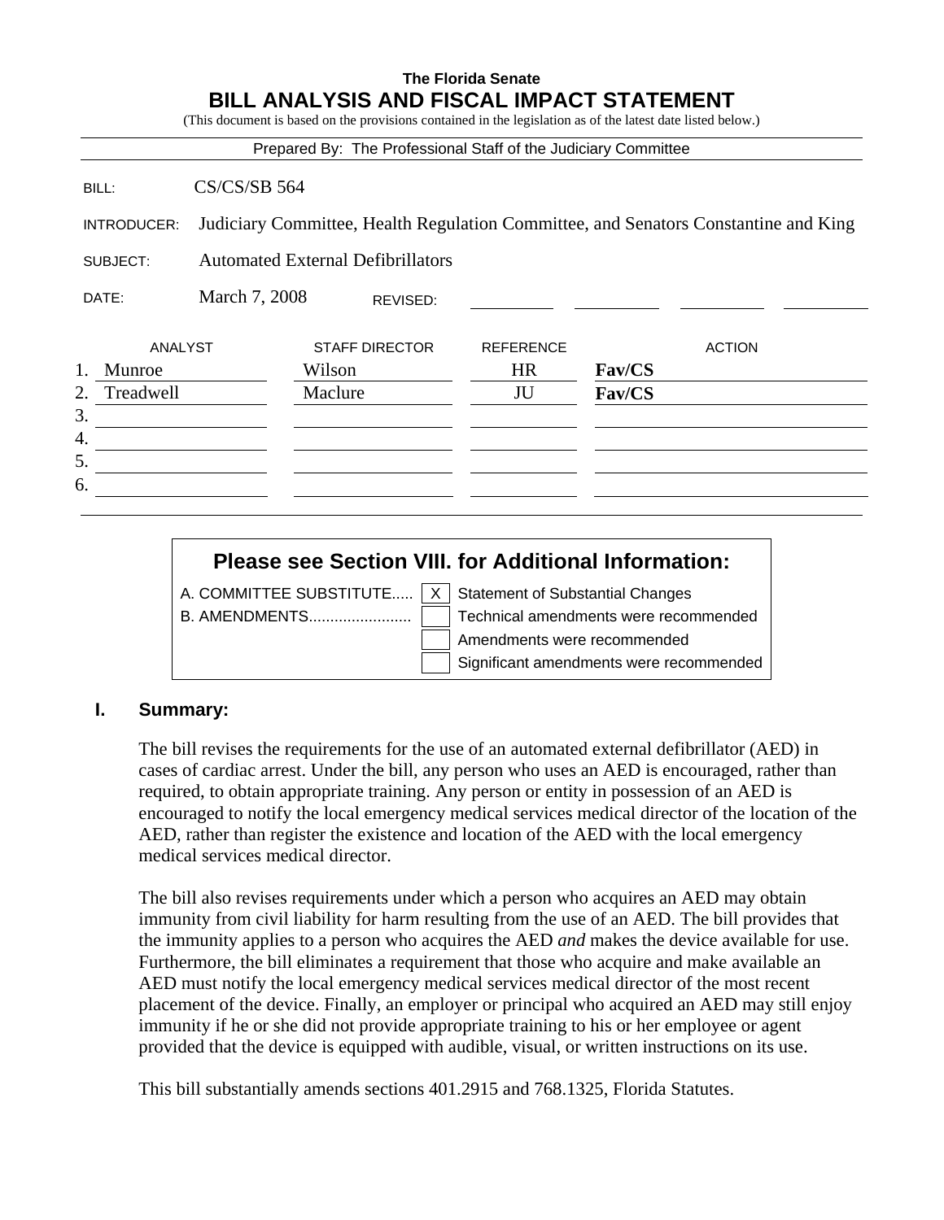**The Florida Senate**

# BILL ANALYSIS AND FISCAL IMPACT STATEMENT

(This document is based on the provisions contained in the legislation as of the latest date listed below.)

Prepared By: The Professional Staff of the Judiciary Committee

| | |
|---|---|
| BILL: | CS/CS/SB 564 |
| INTRODUCER: | Judiciary Committee, Health Regulation Committee, and Senators Constantine and King |
| SUBJECT: | Automated External Defibrillators |
| DATE: | March 7, 2008 REVISED: |

| | ANALYST | STAFF DIRECTOR | REFERENCE | ACTION |
|---|---|---|---|---|
| 1. | Munroe | Wilson | HR | **Fav/CS** |
| 2. | Treadwell | Maclure | JU | **Fav/CS** |
| 3. | | | | |
| 4. | | | | |
| 5. | | | | |
| 6. | | | | |

**Please see Section VIII. for Additional Information:**

| | | |
|---|---|---|
| A. COMMITTEE SUBSTITUTE..... | X | Statement of Substantial Changes |
| B. AMENDMENTS........................ | | Technical amendments were recommended |
| | | Amendments were recommended |
| | | Significant amendments were recommended |

## I. Summary:

The bill revises the requirements for the use of an automated external defibrillator (AED) in cases of cardiac arrest. Under the bill, any person who uses an AED is encouraged, rather than required, to obtain appropriate training. Any person or entity in possession of an AED is encouraged to notify the local emergency medical services medical director of the location of the AED, rather than register the existence and location of the AED with the local emergency medical services medical director.

The bill also revises requirements under which a person who acquires an AED may obtain immunity from civil liability for harm resulting from the use of an AED. The bill provides that the immunity applies to a person who acquires the AED *and* makes the device available for use. Furthermore, the bill eliminates a requirement that those who acquire and make available an AED must notify the local emergency medical services medical director of the most recent placement of the device. Finally, an employer or principal who acquired an AED may still enjoy immunity if he or she did not provide appropriate training to his or her employee or agent provided that the device is equipped with audible, visual, or written instructions on its use.

This bill substantially amends sections 401.2915 and 768.1325, Florida Statutes.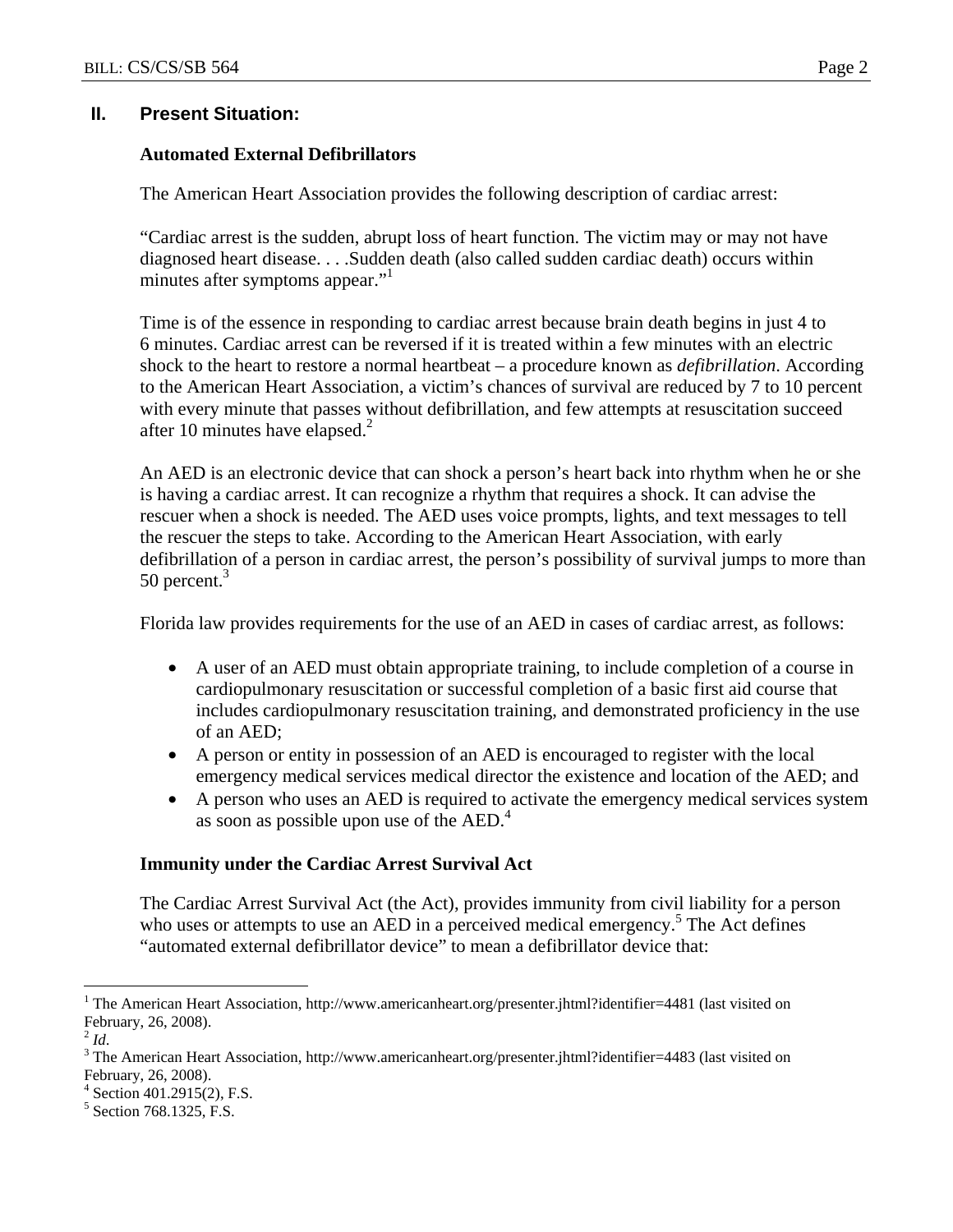## II. Present Situation:

### Automated External Defibrillators

The American Heart Association provides the following description of cardiac arrest:

"Cardiac arrest is the sudden, abrupt loss of heart function. The victim may or may not have diagnosed heart disease. . . .Sudden death (also called sudden cardiac death) occurs within minutes after symptoms appear."[1]

Time is of the essence in responding to cardiac arrest because brain death begins in just 4 to 6 minutes. Cardiac arrest can be reversed if it is treated within a few minutes with an electric shock to the heart to restore a normal heartbeat – a procedure known as *defibrillation*. According to the American Heart Association, a victim's chances of survival are reduced by 7 to 10 percent with every minute that passes without defibrillation, and few attempts at resuscitation succeed after 10 minutes have elapsed.[2]

An AED is an electronic device that can shock a person's heart back into rhythm when he or she is having a cardiac arrest. It can recognize a rhythm that requires a shock. It can advise the rescuer when a shock is needed. The AED uses voice prompts, lights, and text messages to tell the rescuer the steps to take. According to the American Heart Association, with early defibrillation of a person in cardiac arrest, the person's possibility of survival jumps to more than 50 percent.[3]

Florida law provides requirements for the use of an AED in cases of cardiac arrest, as follows:

- A user of an AED must obtain appropriate training, to include completion of a course in cardiopulmonary resuscitation or successful completion of a basic first aid course that includes cardiopulmonary resuscitation training, and demonstrated proficiency in the use of an AED;
- A person or entity in possession of an AED is encouraged to register with the local emergency medical services medical director the existence and location of the AED; and
- A person who uses an AED is required to activate the emergency medical services system as soon as possible upon use of the AED.[4]

### Immunity under the Cardiac Arrest Survival Act

The Cardiac Arrest Survival Act (the Act), provides immunity from civil liability for a person who uses or attempts to use an AED in a perceived medical emergency.[5] The Act defines "automated external defibrillator device" to mean a defibrillator device that:

---

[1] The American Heart Association, http://www.americanheart.org/presenter.jhtml?identifier=4481 (last visited on February, 26, 2008).

[2] *Id*.

[3] The American Heart Association, http://www.americanheart.org/presenter.jhtml?identifier=4483 (last visited on February, 26, 2008).

[4] Section 401.2915(2), F.S.

[5] Section 768.1325, F.S.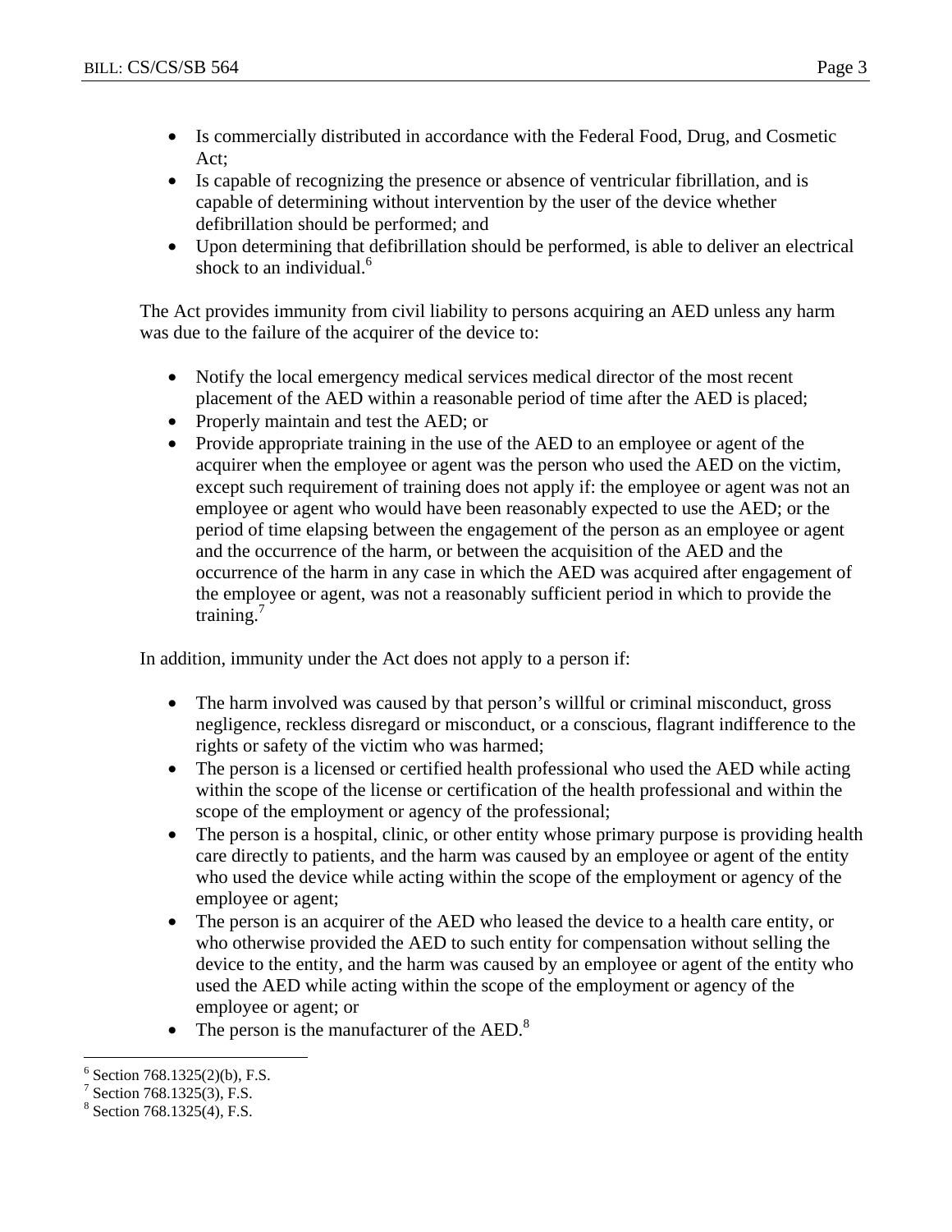- Is commercially distributed in accordance with the Federal Food, Drug, and Cosmetic Act;
- Is capable of recognizing the presence or absence of ventricular fibrillation, and is capable of determining without intervention by the user of the device whether defibrillation should be performed; and
- Upon determining that defibrillation should be performed, is able to deliver an electrical shock to an individual.[6]

The Act provides immunity from civil liability to persons acquiring an AED unless any harm was due to the failure of the acquirer of the device to:

- Notify the local emergency medical services medical director of the most recent placement of the AED within a reasonable period of time after the AED is placed;
- Properly maintain and test the AED; or
- Provide appropriate training in the use of the AED to an employee or agent of the acquirer when the employee or agent was the person who used the AED on the victim, except such requirement of training does not apply if: the employee or agent was not an employee or agent who would have been reasonably expected to use the AED; or the period of time elapsing between the engagement of the person as an employee or agent and the occurrence of the harm, or between the acquisition of the AED and the occurrence of the harm in any case in which the AED was acquired after engagement of the employee or agent, was not a reasonably sufficient period in which to provide the training.[7]

In addition, immunity under the Act does not apply to a person if:

- The harm involved was caused by that person's willful or criminal misconduct, gross negligence, reckless disregard or misconduct, or a conscious, flagrant indifference to the rights or safety of the victim who was harmed;
- The person is a licensed or certified health professional who used the AED while acting within the scope of the license or certification of the health professional and within the scope of the employment or agency of the professional;
- The person is a hospital, clinic, or other entity whose primary purpose is providing health care directly to patients, and the harm was caused by an employee or agent of the entity who used the device while acting within the scope of the employment or agency of the employee or agent;
- The person is an acquirer of the AED who leased the device to a health care entity, or who otherwise provided the AED to such entity for compensation without selling the device to the entity, and the harm was caused by an employee or agent of the entity who used the AED while acting within the scope of the employment or agency of the employee or agent; or
- The person is the manufacturer of the AED.[8]

---

[6] Section 768.1325(2)(b), F.S.

[7] Section 768.1325(3), F.S.

[8] Section 768.1325(4), F.S.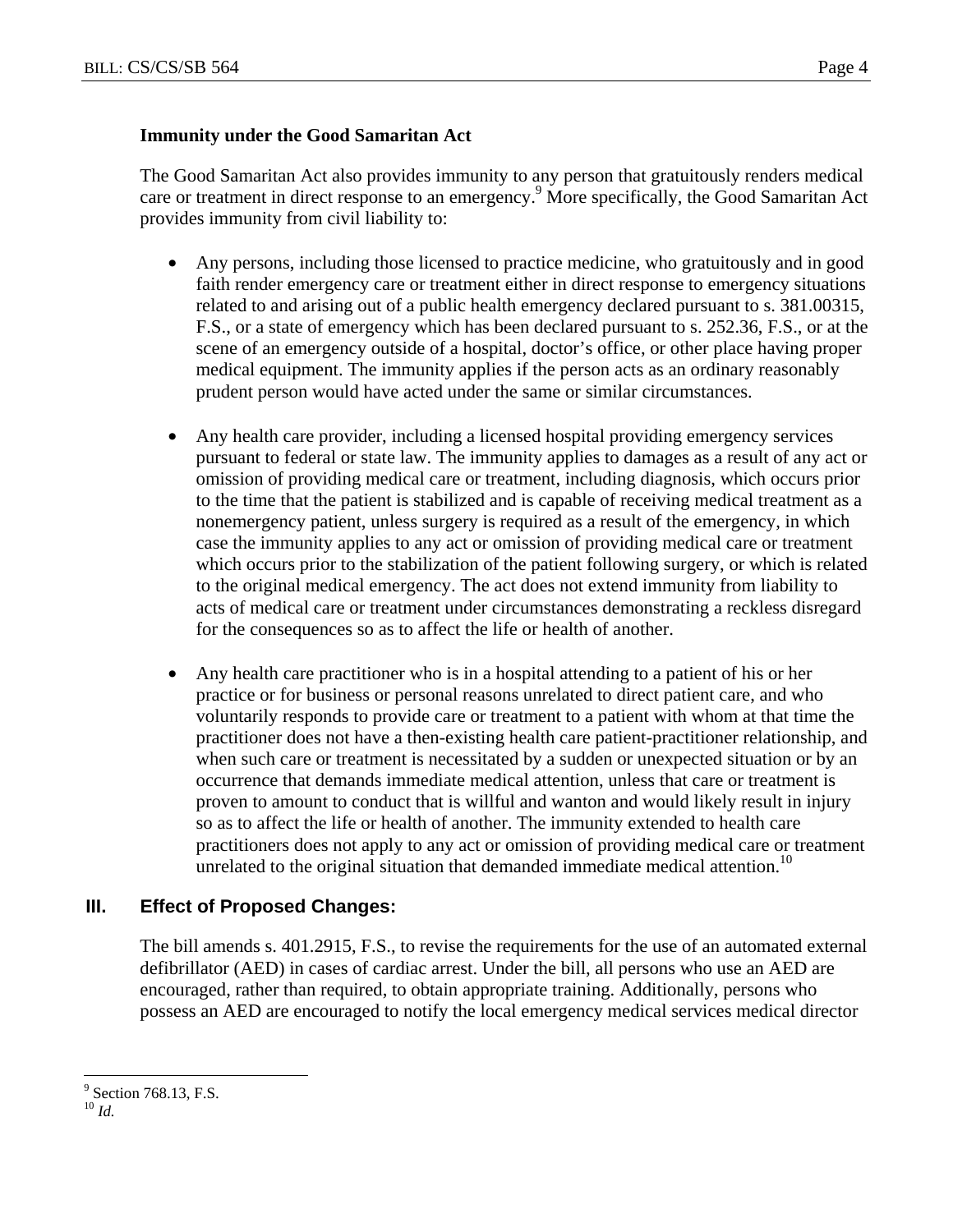**Immunity under the Good Samaritan Act**

The Good Samaritan Act also provides immunity to any person that gratuitously renders medical care or treatment in direct response to an emergency.[9] More specifically, the Good Samaritan Act provides immunity from civil liability to:

- Any persons, including those licensed to practice medicine, who gratuitously and in good faith render emergency care or treatment either in direct response to emergency situations related to and arising out of a public health emergency declared pursuant to s. 381.00315, F.S., or a state of emergency which has been declared pursuant to s. 252.36, F.S., or at the scene of an emergency outside of a hospital, doctor's office, or other place having proper medical equipment. The immunity applies if the person acts as an ordinary reasonably prudent person would have acted under the same or similar circumstances.

- Any health care provider, including a licensed hospital providing emergency services pursuant to federal or state law. The immunity applies to damages as a result of any act or omission of providing medical care or treatment, including diagnosis, which occurs prior to the time that the patient is stabilized and is capable of receiving medical treatment as a nonemergency patient, unless surgery is required as a result of the emergency, in which case the immunity applies to any act or omission of providing medical care or treatment which occurs prior to the stabilization of the patient following surgery, or which is related to the original medical emergency. The act does not extend immunity from liability to acts of medical care or treatment under circumstances demonstrating a reckless disregard for the consequences so as to affect the life or health of another.

- Any health care practitioner who is in a hospital attending to a patient of his or her practice or for business or personal reasons unrelated to direct patient care, and who voluntarily responds to provide care or treatment to a patient with whom at that time the practitioner does not have a then-existing health care patient-practitioner relationship, and when such care or treatment is necessitated by a sudden or unexpected situation or by an occurrence that demands immediate medical attention, unless that care or treatment is proven to amount to conduct that is willful and wanton and would likely result in injury so as to affect the life or health of another. The immunity extended to health care practitioners does not apply to any act or omission of providing medical care or treatment unrelated to the original situation that demanded immediate medical attention.[10]

## III. Effect of Proposed Changes:

The bill amends s. 401.2915, F.S., to revise the requirements for the use of an automated external defibrillator (AED) in cases of cardiac arrest. Under the bill, all persons who use an AED are encouraged, rather than required, to obtain appropriate training. Additionally, persons who possess an AED are encouraged to notify the local emergency medical services medical director

---

[9] Section 768.13, F.S.

[10] *Id.*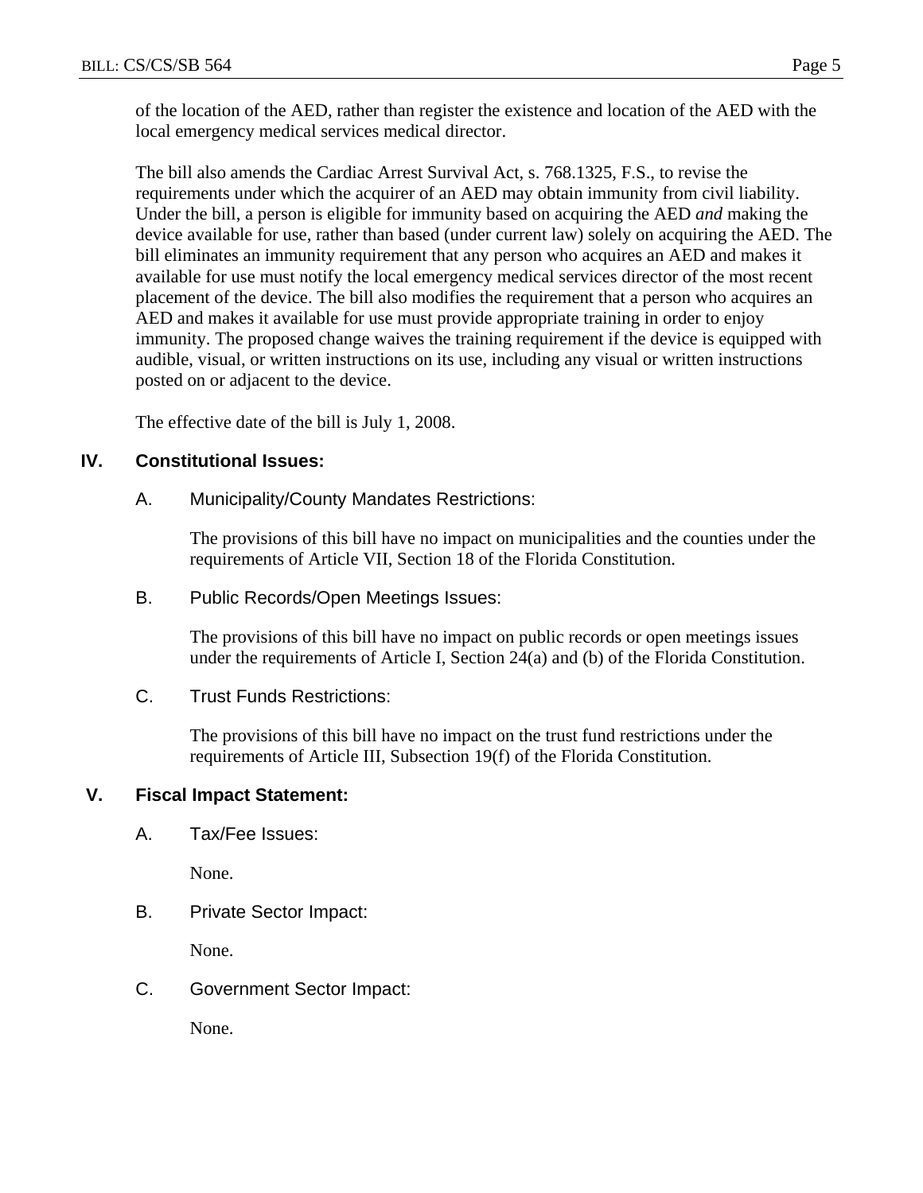of the location of the AED, rather than register the existence and location of the AED with the local emergency medical services medical director.

The bill also amends the Cardiac Arrest Survival Act, s. 768.1325, F.S., to revise the requirements under which the acquirer of an AED may obtain immunity from civil liability. Under the bill, a person is eligible for immunity based on acquiring the AED *and* making the device available for use, rather than based (under current law) solely on acquiring the AED. The bill eliminates an immunity requirement that any person who acquires an AED and makes it available for use must notify the local emergency medical services director of the most recent placement of the device. The bill also modifies the requirement that a person who acquires an AED and makes it available for use must provide appropriate training in order to enjoy immunity. The proposed change waives the training requirement if the device is equipped with audible, visual, or written instructions on its use, including any visual or written instructions posted on or adjacent to the device.

The effective date of the bill is July 1, 2008.

## IV. Constitutional Issues:

### A. Municipality/County Mandates Restrictions:

The provisions of this bill have no impact on municipalities and the counties under the requirements of Article VII, Section 18 of the Florida Constitution.

### B. Public Records/Open Meetings Issues:

The provisions of this bill have no impact on public records or open meetings issues under the requirements of Article I, Section 24(a) and (b) of the Florida Constitution.

### C. Trust Funds Restrictions:

The provisions of this bill have no impact on the trust fund restrictions under the requirements of Article III, Subsection 19(f) of the Florida Constitution.

## V. Fiscal Impact Statement:

### A. Tax/Fee Issues:

None.

### B. Private Sector Impact:

None.

### C. Government Sector Impact:

None.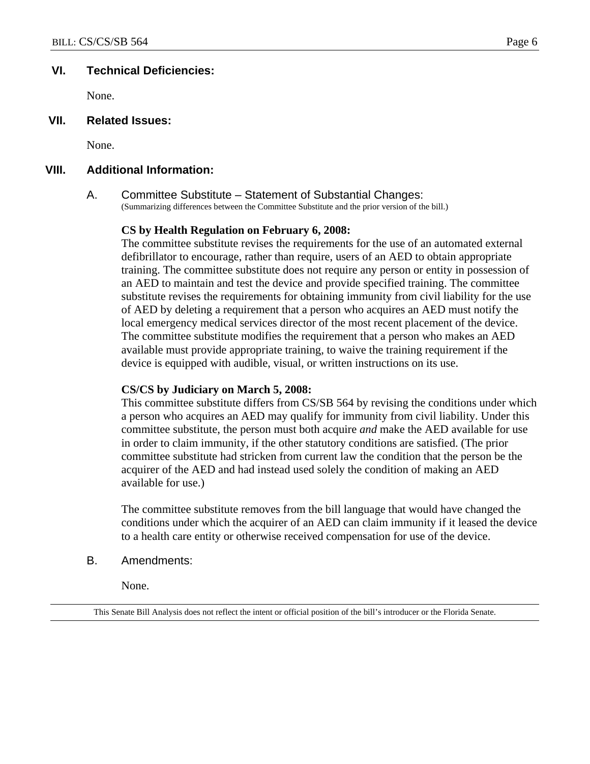## VI. Technical Deficiencies:

None.

## VII. Related Issues:

None.

## VIII. Additional Information:

### A. Committee Substitute – Statement of Substantial Changes:

(Summarizing differences between the Committee Substitute and the prior version of the bill.)

**CS by Health Regulation on February 6, 2008:**
The committee substitute revises the requirements for the use of an automated external defibrillator to encourage, rather than require, users of an AED to obtain appropriate training. The committee substitute does not require any person or entity in possession of an AED to maintain and test the device and provide specified training. The committee substitute revises the requirements for obtaining immunity from civil liability for the use of AED by deleting a requirement that a person who acquires an AED must notify the local emergency medical services director of the most recent placement of the device. The committee substitute modifies the requirement that a person who makes an AED available must provide appropriate training, to waive the training requirement if the device is equipped with audible, visual, or written instructions on its use.

**CS/CS by Judiciary on March 5, 2008:**
This committee substitute differs from CS/SB 564 by revising the conditions under which a person who acquires an AED may qualify for immunity from civil liability. Under this committee substitute, the person must both acquire *and* make the AED available for use in order to claim immunity, if the other statutory conditions are satisfied. (The prior committee substitute had stricken from current law the condition that the person be the acquirer of the AED and had instead used solely the condition of making an AED available for use.)

The committee substitute removes from the bill language that would have changed the conditions under which the acquirer of an AED can claim immunity if it leased the device to a health care entity or otherwise received compensation for use of the device.

### B. Amendments:

None.

This Senate Bill Analysis does not reflect the intent or official position of the bill's introducer or the Florida Senate.